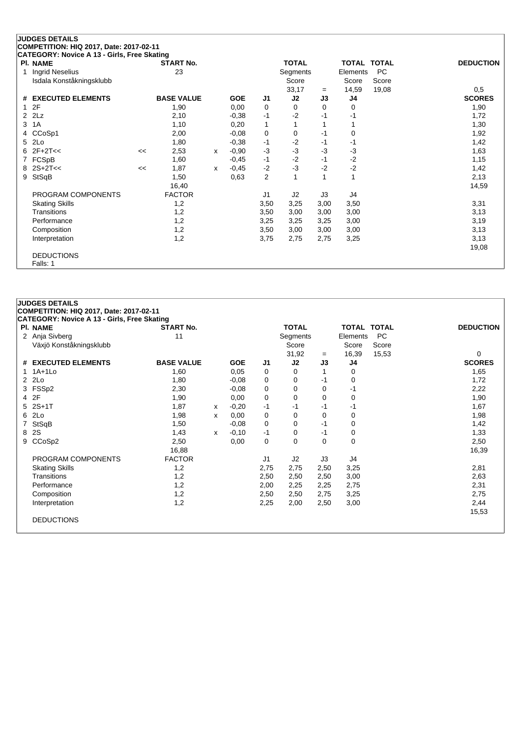## JUDGES DETAILS

**COMPETITION: HIQ 2017, Date: 2017-02-11**

**CATEGORY: Novice A 13 - Girls, Free Skating**

| Pl. | NAME | START No. | TOTAL Segments Score | = | TOTAL Elements Score | TOTAL PC Score | DEDUCTION |
|---|---|---|---|---|---|---|---|
| 1 | Ingrid Neselius<br>Isdala Konståkningsklubb | 23 | 33,17 | = | 14,59 | 19,08 | 0,5 |

| # | EXECUTED ELEMENTS | | BASE VALUE | | GOE | J1 | J2 | J3 | J4 | SCORES |
|---|---|---|---|---|---|---|---|---|---|---|
| 1 | 2F | | 1,90 | | 0,00 | 0 | 0 | 0 | 0 | 1,90 |
| 2 | 2Lz | | 2,10 | | -0,38 | -1 | -2 | -1 | -1 | 1,72 |
| 3 | 1A | | 1,10 | | 0,20 | 1 | 1 | 1 | 1 | 1,30 |
| 4 | CCoSp1 | | 2,00 | | -0,08 | 0 | 0 | -1 | 0 | 1,92 |
| 5 | 2Lo | | 1,80 | | -0,38 | -1 | -2 | -1 | -1 | 1,42 |
| 6 | 2F+2T<< | << | 2,53 | x | -0,90 | -3 | -3 | -3 | -3 | 1,63 |
| 7 | FCSpB | | 1,60 | | -0,45 | -1 | -2 | -1 | -2 | 1,15 |
| 8 | 2S+2T<< | << | 1,87 | x | -0,45 | -2 | -3 | -2 | -2 | 1,42 |
| 9 | StSqB | | 1,50 | | 0,63 | 2 | 1 | 1 | 1 | 2,13 |
| | | | 16,40 | | | | | | | 14,59 |
| | PROGRAM COMPONENTS | | FACTOR | | | J1 | J2 | J3 | J4 | |
| | Skating Skills | | 1,2 | | | 3,50 | 3,25 | 3,00 | 3,50 | 3,31 |
| | Transitions | | 1,2 | | | 3,50 | 3,00 | 3,00 | 3,00 | 3,13 |
| | Performance | | 1,2 | | | 3,25 | 3,25 | 3,25 | 3,00 | 3,19 |
| | Composition | | 1,2 | | | 3,50 | 3,00 | 3,00 | 3,00 | 3,13 |
| | Interpretation | | 1,2 | | | 3,75 | 2,75 | 2,75 | 3,25 | 3,13 |
| | | | | | | | | | | 19,08 |

DEDUCTIONS

Falls: 1

## JUDGES DETAILS

**COMPETITION: HIQ 2017, Date: 2017-02-11**

**CATEGORY: Novice A 13 - Girls, Free Skating**

| Pl. | NAME | START No. | TOTAL Segments Score | = | TOTAL Elements Score | TOTAL PC Score | DEDUCTION |
|---|---|---|---|---|---|---|---|
| 2 | Anja Sivberg<br>Växjö Konståkningsklubb | 11 | 31,92 | = | 16,39 | 15,53 | 0 |

| # | EXECUTED ELEMENTS | BASE VALUE | | GOE | J1 | J2 | J3 | J4 | SCORES |
|---|---|---|---|---|---|---|---|---|---|
| 1 | 1A+1Lo | 1,60 | | 0,05 | 0 | 0 | 1 | 0 | 1,65 |
| 2 | 2Lo | 1,80 | | -0,08 | 0 | 0 | -1 | 0 | 1,72 |
| 3 | FSSp2 | 2,30 | | -0,08 | 0 | 0 | 0 | -1 | 2,22 |
| 4 | 2F | 1,90 | | 0,00 | 0 | 0 | 0 | 0 | 1,90 |
| 5 | 2S+1T | 1,87 | x | -0,20 | -1 | -1 | -1 | -1 | 1,67 |
| 6 | 2Lo | 1,98 | x | 0,00 | 0 | 0 | 0 | 0 | 1,98 |
| 7 | StSqB | 1,50 | | -0,08 | 0 | 0 | -1 | 0 | 1,42 |
| 8 | 2S | 1,43 | x | -0,10 | -1 | 0 | -1 | 0 | 1,33 |
| 9 | CCoSp2 | 2,50 | | 0,00 | 0 | 0 | 0 | 0 | 2,50 |
| | | 16,88 | | | | | | | 16,39 |
| | PROGRAM COMPONENTS | FACTOR | | | J1 | J2 | J3 | J4 | |
| | Skating Skills | 1,2 | | | 2,75 | 2,75 | 2,50 | 3,25 | 2,81 |
| | Transitions | 1,2 | | | 2,50 | 2,50 | 2,50 | 3,00 | 2,63 |
| | Performance | 1,2 | | | 2,00 | 2,25 | 2,25 | 2,75 | 2,31 |
| | Composition | 1,2 | | | 2,50 | 2,50 | 2,75 | 3,25 | 2,75 |
| | Interpretation | 1,2 | | | 2,25 | 2,00 | 2,50 | 3,00 | 2,44 |
| | | | | | | | | | 15,53 |

DEDUCTIONS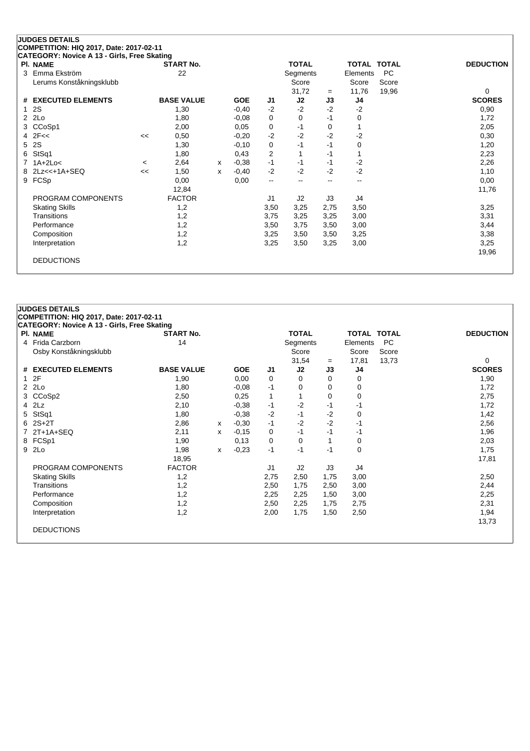## JUDGES DETAILS

**COMPETITION: HIQ 2017, Date: 2017-02-11**

**CATEGORY: Novice A 13 - Girls, Free Skating**

| Pl. | NAME | START No. | TOTAL Segments Score | | TOTAL Elements Score | TOTAL PC Score | DEDUCTION |
|---|---|---|---|---|---|---|---|
| 3 | Emma Ekström<br>Lerums Konståkningsklubb | 22 | 31,72 | = | 11,76 | 19,96 | 0 |

| # | EXECUTED ELEMENTS | | BASE VALUE | | GOE | J1 | J2 | J3 | J4 | SCORES |
|---|---|---|---|---|---|---|---|---|---|---|
| 1 | 2S | | 1,30 | | -0,40 | -2 | -2 | -2 | -2 | 0,90 |
| 2 | 2Lo | | 1,80 | | -0,08 | 0 | 0 | -1 | 0 | 1,72 |
| 3 | CCoSp1 | | 2,00 | | 0,05 | 0 | -1 | 0 | 1 | 2,05 |
| 4 | 2F<< | << | 0,50 | | -0,20 | -2 | -2 | -2 | -2 | 0,30 |
| 5 | 2S | | 1,30 | | -0,10 | 0 | -1 | -1 | 0 | 1,20 |
| 6 | StSq1 | | 1,80 | | 0,43 | 2 | 1 | -1 | 1 | 2,23 |
| 7 | 1A+2Lo< | < | 2,64 | x | -0,38 | -1 | -1 | -1 | -2 | 2,26 |
| 8 | 2Lz<<+1A+SEQ | << | 1,50 | x | -0,40 | -2 | -2 | -2 | -2 | 1,10 |
| 9 | FCSp | | 0,00 | | 0,00 | -- | -- | -- | -- | 0,00 |
| | | | 12,84 | | | | | | | 11,76 |

| PROGRAM COMPONENTS | FACTOR | J1 | J2 | J3 | J4 | |
|---|---|---|---|---|---|---|
| Skating Skills | 1,2 | 3,50 | 3,25 | 2,75 | 3,50 | 3,25 |
| Transitions | 1,2 | 3,75 | 3,25 | 3,25 | 3,00 | 3,31 |
| Performance | 1,2 | 3,50 | 3,75 | 3,50 | 3,00 | 3,44 |
| Composition | 1,2 | 3,25 | 3,50 | 3,50 | 3,25 | 3,38 |
| Interpretation | 1,2 | 3,25 | 3,50 | 3,25 | 3,00 | 3,25 |
| | | | | | | 19,96 |

DEDUCTIONS

## JUDGES DETAILS

**COMPETITION: HIQ 2017, Date: 2017-02-11**

**CATEGORY: Novice A 13 - Girls, Free Skating**

| Pl. | NAME | START No. | TOTAL Segments Score | | TOTAL Elements Score | TOTAL PC Score | DEDUCTION |
|---|---|---|---|---|---|---|---|
| 4 | Frida Carzborn<br>Osby Konståkningsklubb | 14 | 31,54 | = | 17,81 | 13,73 | 0 |

| # | EXECUTED ELEMENTS | BASE VALUE | | GOE | J1 | J2 | J3 | J4 | SCORES |
|---|---|---|---|---|---|---|---|---|---|
| 1 | 2F | 1,90 | | 0,00 | 0 | 0 | 0 | 0 | 1,90 |
| 2 | 2Lo | 1,80 | | -0,08 | -1 | 0 | 0 | 0 | 1,72 |
| 3 | CCoSp2 | 2,50 | | 0,25 | 1 | 1 | 0 | 0 | 2,75 |
| 4 | 2Lz | 2,10 | | -0,38 | -1 | -2 | -1 | -1 | 1,72 |
| 5 | StSq1 | 1,80 | | -0,38 | -2 | -1 | -2 | 0 | 1,42 |
| 6 | 2S+2T | 2,86 | x | -0,30 | -1 | -2 | -2 | -1 | 2,56 |
| 7 | 2T+1A+SEQ | 2,11 | x | -0,15 | 0 | -1 | -1 | -1 | 1,96 |
| 8 | FCSp1 | 1,90 | | 0,13 | 0 | 0 | 1 | 0 | 2,03 |
| 9 | 2Lo | 1,98 | x | -0,23 | -1 | -1 | -1 | 0 | 1,75 |
| | | 18,95 | | | | | | | 17,81 |

| PROGRAM COMPONENTS | FACTOR | J1 | J2 | J3 | J4 | |
|---|---|---|---|---|---|---|
| Skating Skills | 1,2 | 2,75 | 2,50 | 1,75 | 3,00 | 2,50 |
| Transitions | 1,2 | 2,50 | 1,75 | 2,50 | 3,00 | 2,44 |
| Performance | 1,2 | 2,25 | 2,25 | 1,50 | 3,00 | 2,25 |
| Composition | 1,2 | 2,50 | 2,25 | 1,75 | 2,75 | 2,31 |
| Interpretation | 1,2 | 2,00 | 1,75 | 1,50 | 2,50 | 1,94 |
| | | | | | | 13,73 |

DEDUCTIONS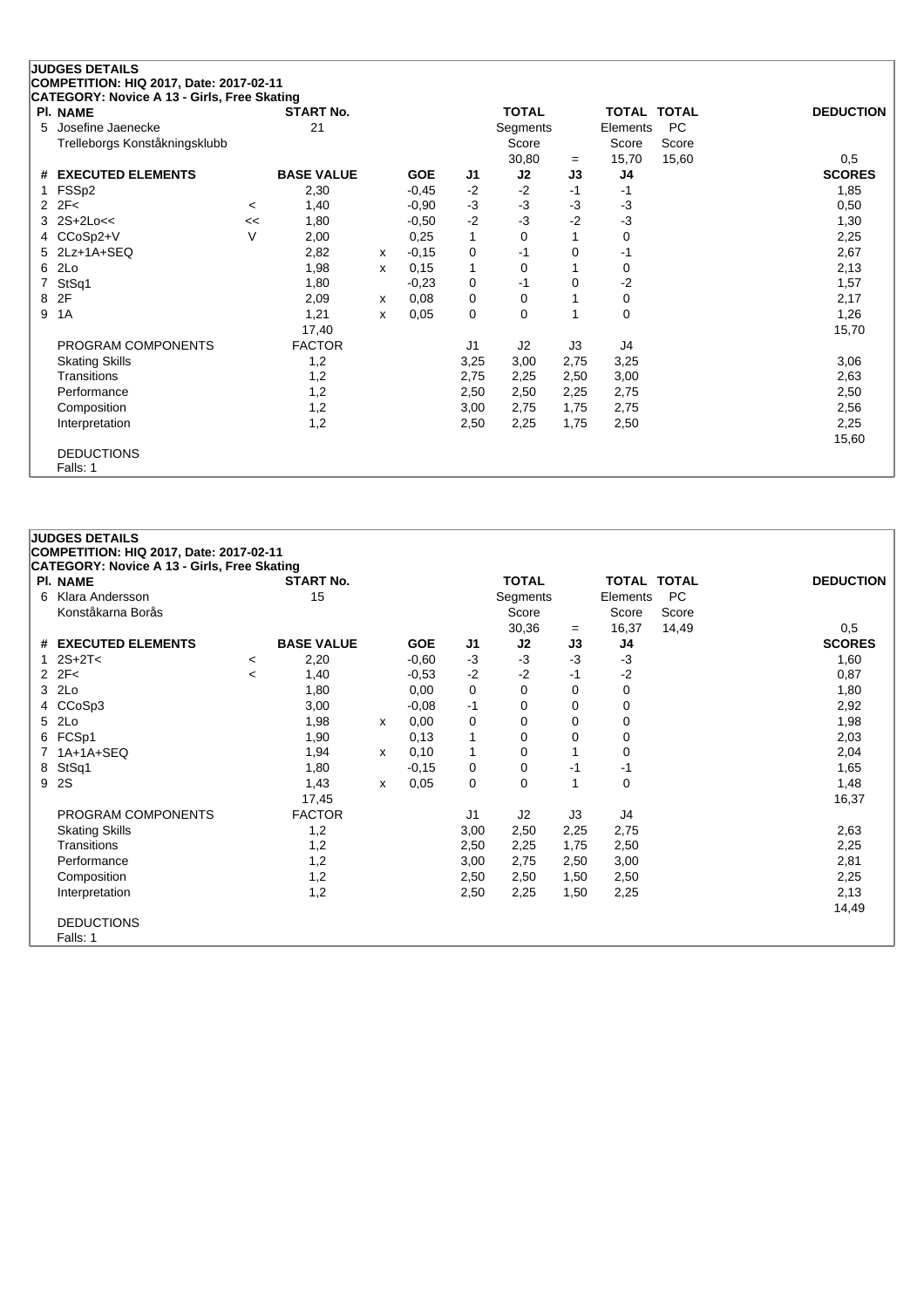## JUDGES DETAILS

**COMPETITION: HIQ 2017, Date: 2017-02-11**

**CATEGORY: Novice A 13 - Girls, Free Skating**

| Pl. | NAME | START No. | TOTAL Segments Score | = | TOTAL Elements Score | TOTAL PC Score | DEDUCTION |
|---|---|---|---|---|---|---|---|
| 5 | Josefine Jaenecke<br>Trelleborgs Konståkningsklubb | 21 | 30,80 | = | 15,70 | 15,60 | 0,5 |

| # | EXECUTED ELEMENTS | | BASE VALUE | | GOE | J1 | J2 | J3 | J4 | SCORES |
|---|---|---|---|---|---|---|---|---|---|---|
| 1 | FSSp2 | | 2,30 | | -0,45 | -2 | -2 | -1 | -1 | 1,85 |
| 2 | 2F< | < | 1,40 | | -0,90 | -3 | -3 | -3 | -3 | 0,50 |
| 3 | 2S+2Lo<< | << | 1,80 | | -0,50 | -2 | -3 | -2 | -3 | 1,30 |
| 4 | CCoSp2+V | V | 2,00 | | 0,25 | 1 | 0 | 1 | 0 | 2,25 |
| 5 | 2Lz+1A+SEQ | | 2,82 | x | -0,15 | 0 | -1 | 0 | -1 | 2,67 |
| 6 | 2Lo | | 1,98 | x | 0,15 | 1 | 0 | 1 | 0 | 2,13 |
| 7 | StSq1 | | 1,80 | | -0,23 | 0 | -1 | 0 | -2 | 1,57 |
| 8 | 2F | | 2,09 | x | 0,08 | 0 | 0 | 1 | 0 | 2,17 |
| 9 | 1A | | 1,21 | x | 0,05 | 0 | 0 | 1 | 0 | 1,26 |
| | | | 17,40 | | | | | | | 15,70 |
| | PROGRAM COMPONENTS | | FACTOR | | | J1 | J2 | J3 | J4 | |
| | Skating Skills | | 1,2 | | | 3,25 | 3,00 | 2,75 | 3,25 | 3,06 |
| | Transitions | | 1,2 | | | 2,75 | 2,25 | 2,50 | 3,00 | 2,63 |
| | Performance | | 1,2 | | | 2,50 | 2,50 | 2,25 | 2,75 | 2,50 |
| | Composition | | 1,2 | | | 3,00 | 2,75 | 1,75 | 2,75 | 2,56 |
| | Interpretation | | 1,2 | | | 2,50 | 2,25 | 1,75 | 2,50 | 2,25 |
| | | | | | | | | | | 15,60 |

DEDUCTIONS

Falls: 1

## JUDGES DETAILS

**COMPETITION: HIQ 2017, Date: 2017-02-11**

**CATEGORY: Novice A 13 - Girls, Free Skating**

| Pl. | NAME | START No. | TOTAL Segments Score | = | TOTAL Elements Score | TOTAL PC Score | DEDUCTION |
|---|---|---|---|---|---|---|---|
| 6 | Klara Andersson<br>Konståkarna Borås | 15 | 30,36 | = | 16,37 | 14,49 | 0,5 |

| # | EXECUTED ELEMENTS | | BASE VALUE | | GOE | J1 | J2 | J3 | J4 | SCORES |
|---|---|---|---|---|---|---|---|---|---|---|
| 1 | 2S+2T< | < | 2,20 | | -0,60 | -3 | -3 | -3 | -3 | 1,60 |
| 2 | 2F< | < | 1,40 | | -0,53 | -2 | -2 | -1 | -2 | 0,87 |
| 3 | 2Lo | | 1,80 | | 0,00 | 0 | 0 | 0 | 0 | 1,80 |
| 4 | CCoSp3 | | 3,00 | | -0,08 | -1 | 0 | 0 | 0 | 2,92 |
| 5 | 2Lo | | 1,98 | x | 0,00 | 0 | 0 | 0 | 0 | 1,98 |
| 6 | FCSp1 | | 1,90 | | 0,13 | 1 | 0 | 0 | 0 | 2,03 |
| 7 | 1A+1A+SEQ | | 1,94 | x | 0,10 | 1 | 0 | 1 | 0 | 2,04 |
| 8 | StSq1 | | 1,80 | | -0,15 | 0 | 0 | -1 | -1 | 1,65 |
| 9 | 2S | | 1,43 | x | 0,05 | 0 | 0 | 1 | 0 | 1,48 |
| | | | 17,45 | | | | | | | 16,37 |
| | PROGRAM COMPONENTS | | FACTOR | | | J1 | J2 | J3 | J4 | |
| | Skating Skills | | 1,2 | | | 3,00 | 2,50 | 2,25 | 2,75 | 2,63 |
| | Transitions | | 1,2 | | | 2,50 | 2,25 | 1,75 | 2,50 | 2,25 |
| | Performance | | 1,2 | | | 3,00 | 2,75 | 2,50 | 3,00 | 2,81 |
| | Composition | | 1,2 | | | 2,50 | 2,50 | 1,50 | 2,50 | 2,25 |
| | Interpretation | | 1,2 | | | 2,50 | 2,25 | 1,50 | 2,25 | 2,13 |
| | | | | | | | | | | 14,49 |

DEDUCTIONS

Falls: 1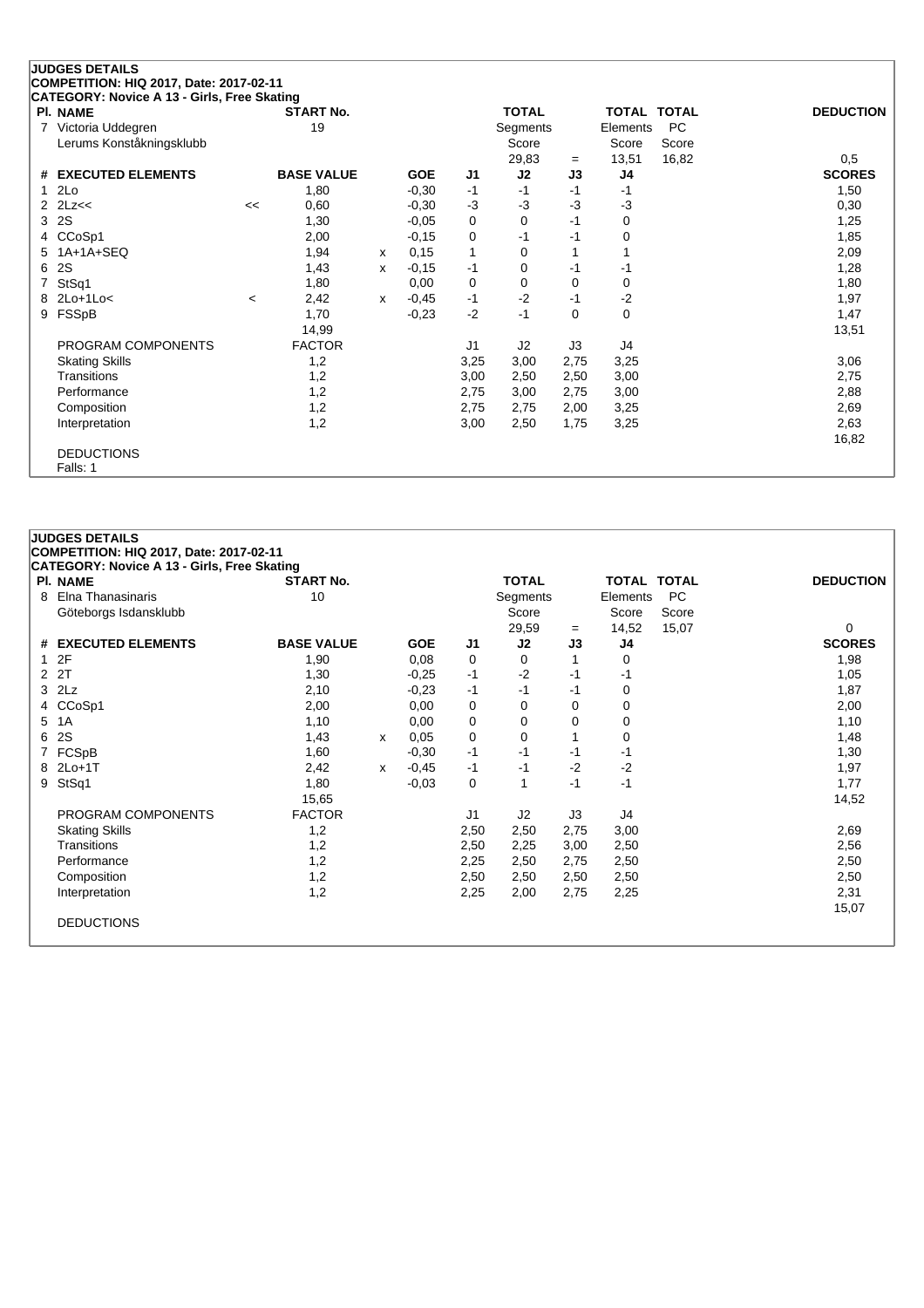## JUDGES DETAILS

**COMPETITION: HIQ 2017, Date: 2017-02-11**

**CATEGORY: Novice A 13 - Girls, Free Skating**

| Pl. | NAME | START No. | TOTAL Segments Score | = | TOTAL Elements Score | TOTAL PC Score | DEDUCTION |
|---|---|---|---|---|---|---|---|
| 7 | Victoria Uddegren<br>Lerums Konståkningsklubb | 19 | 29,83 | = | 13,51 | 16,82 | 0,5 |

| # | EXECUTED ELEMENTS | | BASE VALUE | | GOE | J1 | J2 | J3 | J4 | SCORES |
|---|---|---|---|---|---|---|---|---|---|---|
| 1 | 2Lo | | 1,80 | | -0,30 | -1 | -1 | -1 | -1 | 1,50 |
| 2 | 2Lz<< | << | 0,60 | | -0,30 | -3 | -3 | -3 | -3 | 0,30 |
| 3 | 2S | | 1,30 | | -0,05 | 0 | 0 | -1 | 0 | 1,25 |
| 4 | CCoSp1 | | 2,00 | | -0,15 | 0 | -1 | -1 | 0 | 1,85 |
| 5 | 1A+1A+SEQ | | 1,94 | x | 0,15 | 1 | 0 | 1 | 1 | 2,09 |
| 6 | 2S | | 1,43 | x | -0,15 | -1 | 0 | -1 | -1 | 1,28 |
| 7 | StSq1 | | 1,80 | | 0,00 | 0 | 0 | 0 | 0 | 1,80 |
| 8 | 2Lo+1Lo< | < | 2,42 | x | -0,45 | -1 | -2 | -1 | -2 | 1,97 |
| 9 | FSSpB | | 1,70 | | -0,23 | -2 | -1 | 0 | 0 | 1,47 |
| | | | 14,99 | | | | | | | 13,51 |
| | PROGRAM COMPONENTS | | FACTOR | | | J1 | J2 | J3 | J4 | |
| | Skating Skills | | 1,2 | | | 3,25 | 3,00 | 2,75 | 3,25 | 3,06 |
| | Transitions | | 1,2 | | | 3,00 | 2,50 | 2,50 | 3,00 | 2,75 |
| | Performance | | 1,2 | | | 2,75 | 3,00 | 2,75 | 3,00 | 2,88 |
| | Composition | | 1,2 | | | 2,75 | 2,75 | 2,00 | 3,25 | 2,69 |
| | Interpretation | | 1,2 | | | 3,00 | 2,50 | 1,75 | 3,25 | 2,63 |
| | | | | | | | | | | 16,82 |

DEDUCTIONS

Falls: 1

## JUDGES DETAILS

**COMPETITION: HIQ 2017, Date: 2017-02-11**

**CATEGORY: Novice A 13 - Girls, Free Skating**

| Pl. | NAME | START No. | TOTAL Segments Score | = | TOTAL Elements Score | TOTAL PC Score | DEDUCTION |
|---|---|---|---|---|---|---|---|
| 8 | Elna Thanasinaris<br>Göteborgs Isdansklubb | 10 | 29,59 | = | 14,52 | 15,07 | 0 |

| # | EXECUTED ELEMENTS | | BASE VALUE | | GOE | J1 | J2 | J3 | J4 | SCORES |
|---|---|---|---|---|---|---|---|---|---|---|
| 1 | 2F | | 1,90 | | 0,08 | 0 | 0 | 1 | 0 | 1,98 |
| 2 | 2T | | 1,30 | | -0,25 | -1 | -2 | -1 | -1 | 1,05 |
| 3 | 2Lz | | 2,10 | | -0,23 | -1 | -1 | -1 | 0 | 1,87 |
| 4 | CCoSp1 | | 2,00 | | 0,00 | 0 | 0 | 0 | 0 | 2,00 |
| 5 | 1A | | 1,10 | | 0,00 | 0 | 0 | 0 | 0 | 1,10 |
| 6 | 2S | | 1,43 | x | 0,05 | 0 | 0 | 1 | 0 | 1,48 |
| 7 | FCSpB | | 1,60 | | -0,30 | -1 | -1 | -1 | -1 | 1,30 |
| 8 | 2Lo+1T | | 2,42 | x | -0,45 | -1 | -1 | -2 | -2 | 1,97 |
| 9 | StSq1 | | 1,80 | | -0,03 | 0 | 1 | -1 | -1 | 1,77 |
| | | | 15,65 | | | | | | | 14,52 |
| | PROGRAM COMPONENTS | | FACTOR | | | J1 | J2 | J3 | J4 | |
| | Skating Skills | | 1,2 | | | 2,50 | 2,50 | 2,75 | 3,00 | 2,69 |
| | Transitions | | 1,2 | | | 2,50 | 2,25 | 3,00 | 2,50 | 2,56 |
| | Performance | | 1,2 | | | 2,25 | 2,50 | 2,75 | 2,50 | 2,50 |
| | Composition | | 1,2 | | | 2,50 | 2,50 | 2,50 | 2,50 | 2,50 |
| | Interpretation | | 1,2 | | | 2,25 | 2,00 | 2,75 | 2,25 | 2,31 |
| | | | | | | | | | | 15,07 |

DEDUCTIONS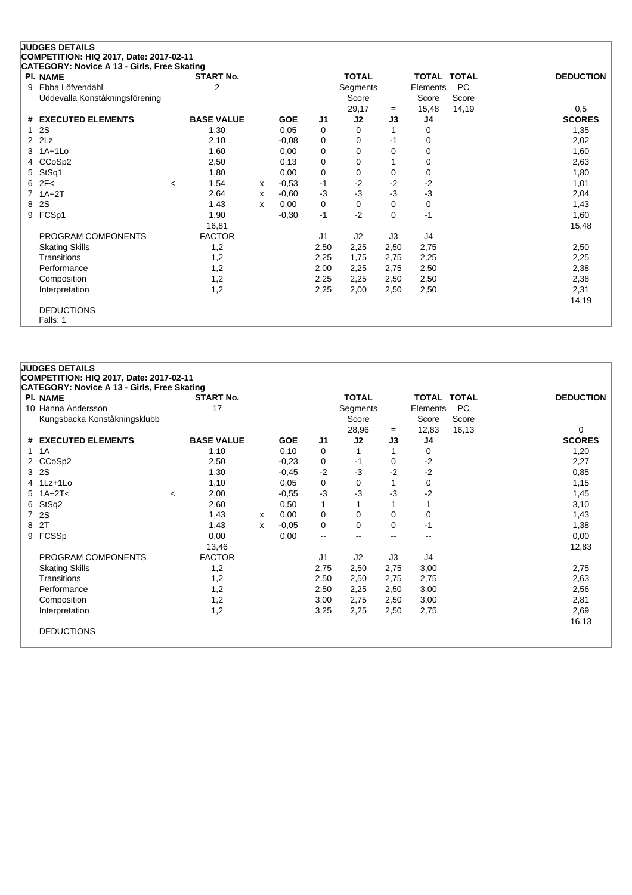## JUDGES DETAILS

**COMPETITION: HIQ 2017, Date: 2017-02-11**

**CATEGORY: Novice A 13 - Girls, Free Skating**

| Pl. | NAME | START No. | TOTAL Segments Score | = | TOTAL Elements Score | TOTAL PC Score | DEDUCTION |
|---|---|---|---|---|---|---|---|
| 9 | Ebba Löfvendahl<br>Uddevalla Konståkningsförening | 2 | 29,17 | = | 15,48 | 14,19 | 0,5 |

| # | EXECUTED ELEMENTS | | BASE VALUE | | GOE | J1 | J2 | J3 | J4 | SCORES |
|---|---|---|---|---|---|---|---|---|---|---|
| 1 | 2S | | 1,30 | | 0,05 | 0 | 0 | 1 | 0 | 1,35 |
| 2 | 2Lz | | 2,10 | | -0,08 | 0 | 0 | -1 | 0 | 2,02 |
| 3 | 1A+1Lo | | 1,60 | | 0,00 | 0 | 0 | 0 | 0 | 1,60 |
| 4 | CCoSp2 | | 2,50 | | 0,13 | 0 | 0 | 1 | 0 | 2,63 |
| 5 | StSq1 | | 1,80 | | 0,00 | 0 | 0 | 0 | 0 | 1,80 |
| 6 | 2F< | < | 1,54 | x | -0,53 | -1 | -2 | -2 | -2 | 1,01 |
| 7 | 1A+2T | | 2,64 | x | -0,60 | -3 | -3 | -3 | -3 | 2,04 |
| 8 | 2S | | 1,43 | x | 0,00 | 0 | 0 | 0 | 0 | 1,43 |
| 9 | FCSp1 | | 1,90 | | -0,30 | -1 | -2 | 0 | -1 | 1,60 |
| | | | 16,81 | | | | | | | 15,48 |

| PROGRAM COMPONENTS | FACTOR | J1 | J2 | J3 | J4 | SCORES |
|---|---|---|---|---|---|---|
| Skating Skills | 1,2 | 2,50 | 2,25 | 2,50 | 2,75 | 2,50 |
| Transitions | 1,2 | 2,25 | 1,75 | 2,75 | 2,25 | 2,25 |
| Performance | 1,2 | 2,00 | 2,25 | 2,75 | 2,50 | 2,38 |
| Composition | 1,2 | 2,25 | 2,25 | 2,50 | 2,50 | 2,38 |
| Interpretation | 1,2 | 2,25 | 2,00 | 2,50 | 2,50 | 2,31 |
| | | | | | | 14,19 |

DEDUCTIONS

Falls: 1

## JUDGES DETAILS

**COMPETITION: HIQ 2017, Date: 2017-02-11**

**CATEGORY: Novice A 13 - Girls, Free Skating**

| Pl. | NAME | START No. | TOTAL Segments Score | = | TOTAL Elements Score | TOTAL PC Score | DEDUCTION |
|---|---|---|---|---|---|---|---|
| 10 | Hanna Andersson<br>Kungsbacka Konståkningsklubb | 17 | 28,96 | = | 12,83 | 16,13 | 0 |

| # | EXECUTED ELEMENTS | | BASE VALUE | | GOE | J1 | J2 | J3 | J4 | SCORES |
|---|---|---|---|---|---|---|---|---|---|---|
| 1 | 1A | | 1,10 | | 0,10 | 0 | 1 | 1 | 0 | 1,20 |
| 2 | CCoSp2 | | 2,50 | | -0,23 | 0 | -1 | 0 | -2 | 2,27 |
| 3 | 2S | | 1,30 | | -0,45 | -2 | -3 | -2 | -2 | 0,85 |
| 4 | 1Lz+1Lo | | 1,10 | | 0,05 | 0 | 0 | 1 | 0 | 1,15 |
| 5 | 1A+2T< | < | 2,00 | | -0,55 | -3 | -3 | -3 | -2 | 1,45 |
| 6 | StSq2 | | 2,60 | | 0,50 | 1 | 1 | 1 | 1 | 3,10 |
| 7 | 2S | | 1,43 | x | 0,00 | 0 | 0 | 0 | 0 | 1,43 |
| 8 | 2T | | 1,43 | x | -0,05 | 0 | 0 | 0 | -1 | 1,38 |
| 9 | FCSSp | | 0,00 | | 0,00 | -- | -- | -- | -- | 0,00 |
| | | | 13,46 | | | | | | | 12,83 |

| PROGRAM COMPONENTS | FACTOR | J1 | J2 | J3 | J4 | SCORES |
|---|---|---|---|---|---|---|
| Skating Skills | 1,2 | 2,75 | 2,50 | 2,75 | 3,00 | 2,75 |
| Transitions | 1,2 | 2,50 | 2,50 | 2,75 | 2,75 | 2,63 |
| Performance | 1,2 | 2,50 | 2,25 | 2,50 | 3,00 | 2,56 |
| Composition | 1,2 | 3,00 | 2,75 | 2,50 | 3,00 | 2,81 |
| Interpretation | 1,2 | 3,25 | 2,25 | 2,50 | 2,75 | 2,69 |
| | | | | | | 16,13 |

DEDUCTIONS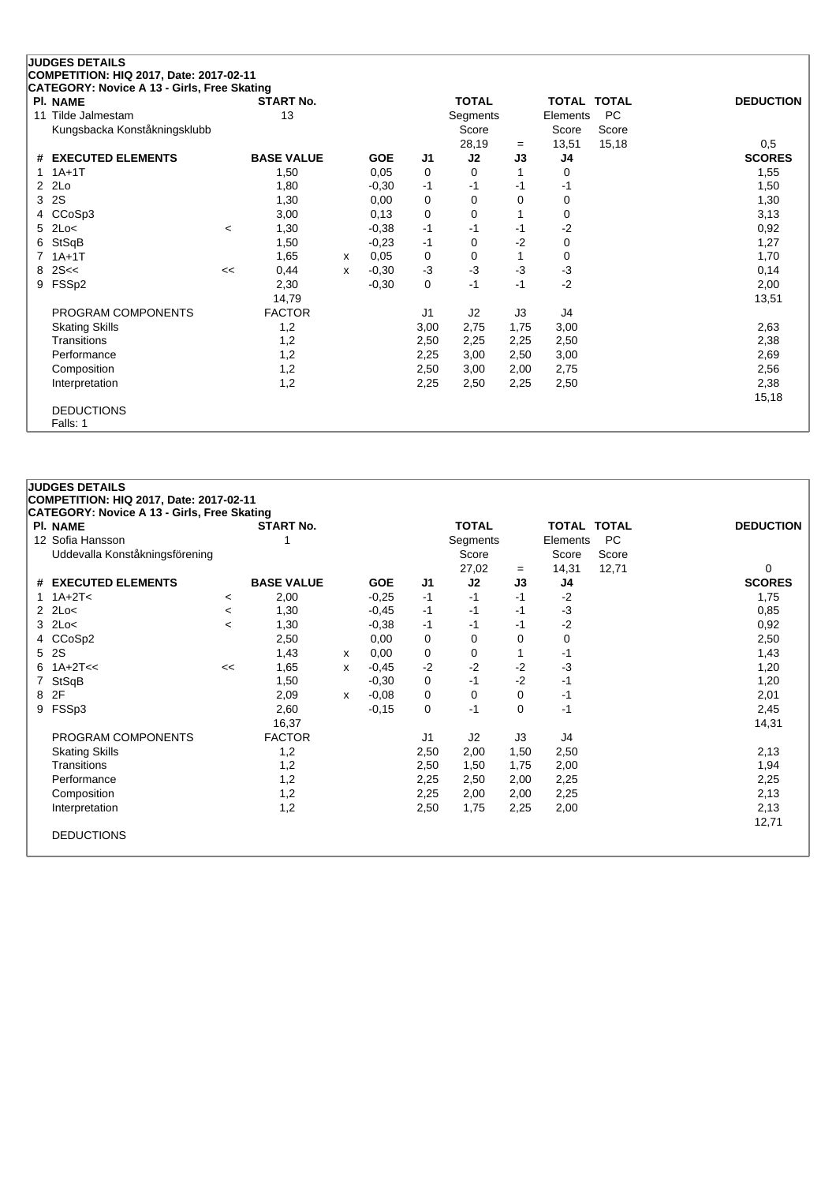## JUDGES DETAILS

**COMPETITION: HIQ 2017, Date: 2017-02-11**

**CATEGORY: Novice A 13 - Girls, Free Skating**

| Pl. | NAME | START No. | TOTAL Segments Score | = | TOTAL Elements Score | TOTAL PC Score | DEDUCTION |
|---|---|---|---|---|---|---|---|
| 11 | Tilde Jalmestam<br>Kungsbacka Konståkningsklubb | 13 | 28,19 | = | 13,51 | 15,18 | 0,5 |

| # | EXECUTED ELEMENTS | | BASE VALUE | | GOE | J1 | J2 | J3 | J4 | SCORES |
|---|---|---|---|---|---|---|---|---|---|---|
| 1 | 1A+1T | | 1,50 | | 0,05 | 0 | 0 | 1 | 0 | 1,55 |
| 2 | 2Lo | | 1,80 | | -0,30 | -1 | -1 | -1 | -1 | 1,50 |
| 3 | 2S | | 1,30 | | 0,00 | 0 | 0 | 0 | 0 | 1,30 |
| 4 | CCoSp3 | | 3,00 | | 0,13 | 0 | 0 | 1 | 0 | 3,13 |
| 5 | 2Lo< | < | 1,30 | | -0,38 | -1 | -1 | -1 | -2 | 0,92 |
| 6 | StSqB | | 1,50 | | -0,23 | -1 | 0 | -2 | 0 | 1,27 |
| 7 | 1A+1T | | 1,65 | x | 0,05 | 0 | 0 | 1 | 0 | 1,70 |
| 8 | 2S<< | << | 0,44 | x | -0,30 | -3 | -3 | -3 | -3 | 0,14 |
| 9 | FSSp2 | | 2,30 | | -0,30 | 0 | -1 | -1 | -2 | 2,00 |
| | | | 14,79 | | | | | | | 13,51 |

| PROGRAM COMPONENTS | FACTOR | J1 | J2 | J3 | J4 | |
|---|---|---|---|---|---|---|
| Skating Skills | 1,2 | 3,00 | 2,75 | 1,75 | 3,00 | 2,63 |
| Transitions | 1,2 | 2,50 | 2,25 | 2,25 | 2,50 | 2,38 |
| Performance | 1,2 | 2,25 | 3,00 | 2,50 | 3,00 | 2,69 |
| Composition | 1,2 | 2,50 | 3,00 | 2,00 | 2,75 | 2,56 |
| Interpretation | 1,2 | 2,25 | 2,50 | 2,25 | 2,50 | 2,38 |
| | | | | | | 15,18 |

DEDUCTIONS

Falls: 1

## JUDGES DETAILS

**COMPETITION: HIQ 2017, Date: 2017-02-11**

**CATEGORY: Novice A 13 - Girls, Free Skating**

| Pl. | NAME | START No. | TOTAL Segments Score | = | TOTAL Elements Score | TOTAL PC Score | DEDUCTION |
|---|---|---|---|---|---|---|---|
| 12 | Sofia Hansson<br>Uddevalla Konståkningsförening | 1 | 27,02 | = | 14,31 | 12,71 | 0 |

| # | EXECUTED ELEMENTS | | BASE VALUE | | GOE | J1 | J2 | J3 | J4 | SCORES |
|---|---|---|---|---|---|---|---|---|---|---|
| 1 | 1A+2T< | < | 2,00 | | -0,25 | -1 | -1 | -1 | -2 | 1,75 |
| 2 | 2Lo< | < | 1,30 | | -0,45 | -1 | -1 | -1 | -3 | 0,85 |
| 3 | 2Lo< | < | 1,30 | | -0,38 | -1 | -1 | -1 | -2 | 0,92 |
| 4 | CCoSp2 | | 2,50 | | 0,00 | 0 | 0 | 0 | 0 | 2,50 |
| 5 | 2S | | 1,43 | x | 0,00 | 0 | 0 | 1 | -1 | 1,43 |
| 6 | 1A+2T<< | << | 1,65 | x | -0,45 | -2 | -2 | -2 | -3 | 1,20 |
| 7 | StSqB | | 1,50 | | -0,30 | 0 | -1 | -2 | -1 | 1,20 |
| 8 | 2F | | 2,09 | x | -0,08 | 0 | 0 | 0 | -1 | 2,01 |
| 9 | FSSp3 | | 2,60 | | -0,15 | 0 | -1 | 0 | -1 | 2,45 |
| | | | 16,37 | | | | | | | 14,31 |

| PROGRAM COMPONENTS | FACTOR | J1 | J2 | J3 | J4 | |
|---|---|---|---|---|---|---|
| Skating Skills | 1,2 | 2,50 | 2,00 | 1,50 | 2,50 | 2,13 |
| Transitions | 1,2 | 2,50 | 1,50 | 1,75 | 2,00 | 1,94 |
| Performance | 1,2 | 2,25 | 2,50 | 2,00 | 2,25 | 2,25 |
| Composition | 1,2 | 2,25 | 2,00 | 2,00 | 2,25 | 2,13 |
| Interpretation | 1,2 | 2,50 | 1,75 | 2,25 | 2,00 | 2,13 |
| | | | | | | 12,71 |

DEDUCTIONS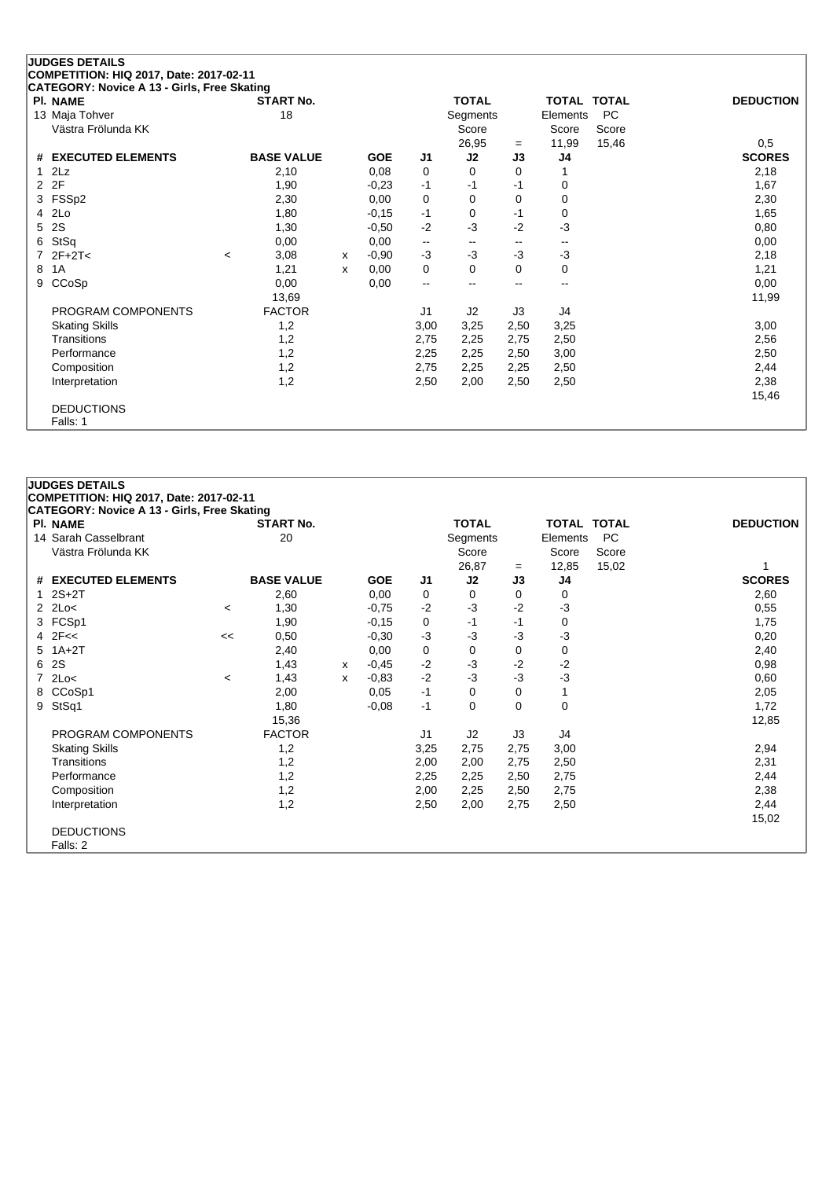**JUDGES DETAILS**
**COMPETITION: HIQ 2017, Date: 2017-02-11**
**CATEGORY: Novice A 13 - Girls, Free Skating**

| Pl. | NAME | START No. | TOTAL Segments Score | = | TOTAL Elements Score | TOTAL PC Score | DEDUCTION |
|---|---|---|---|---|---|---|---|
| 13 | Maja Tohver<br>Västra Frölunda KK | 18 | 26,95 | = | 11,99 | 15,46 | 0,5 |

| # | EXECUTED ELEMENTS | | BASE VALUE | | GOE | J1 | J2 | J3 | J4 | SCORES |
|---|---|---|---|---|---|---|---|---|---|---|
| 1 | 2Lz | | 2,10 | | 0,08 | 0 | 0 | 0 | 1 | 2,18 |
| 2 | 2F | | 1,90 | | -0,23 | -1 | -1 | -1 | 0 | 1,67 |
| 3 | FSSp2 | | 2,30 | | 0,00 | 0 | 0 | 0 | 0 | 2,30 |
| 4 | 2Lo | | 1,80 | | -0,15 | -1 | 0 | -1 | 0 | 1,65 |
| 5 | 2S | | 1,30 | | -0,50 | -2 | -3 | -2 | -3 | 0,80 |
| 6 | StSq | | 0,00 | | 0,00 | -- | -- | -- | -- | 0,00 |
| 7 | 2F+2T< | < | 3,08 | x | -0,90 | -3 | -3 | -3 | -3 | 2,18 |
| 8 | 1A | | 1,21 | x | 0,00 | 0 | 0 | 0 | 0 | 1,21 |
| 9 | CCoSp | | 0,00 | | 0,00 | -- | -- | -- | -- | 0,00 |
| | | | 13,69 | | | | | | | 11,99 |

| PROGRAM COMPONENTS | FACTOR | J1 | J2 | J3 | J4 | |
|---|---|---|---|---|---|---|
| Skating Skills | 1,2 | 3,00 | 3,25 | 2,50 | 3,25 | 3,00 |
| Transitions | 1,2 | 2,75 | 2,25 | 2,75 | 2,50 | 2,56 |
| Performance | 1,2 | 2,25 | 2,25 | 2,50 | 3,00 | 2,50 |
| Composition | 1,2 | 2,75 | 2,25 | 2,25 | 2,50 | 2,44 |
| Interpretation | 1,2 | 2,50 | 2,00 | 2,50 | 2,50 | 2,38 |
| | | | | | | 15,46 |

DEDUCTIONS
Falls: 1

**JUDGES DETAILS**
**COMPETITION: HIQ 2017, Date: 2017-02-11**
**CATEGORY: Novice A 13 - Girls, Free Skating**

| Pl. | NAME | START No. | TOTAL Segments Score | = | TOTAL Elements Score | TOTAL PC Score | DEDUCTION |
|---|---|---|---|---|---|---|---|
| 14 | Sarah Casselbrant<br>Västra Frölunda KK | 20 | 26,87 | = | 12,85 | 15,02 | 1 |

| # | EXECUTED ELEMENTS | | BASE VALUE | | GOE | J1 | J2 | J3 | J4 | SCORES |
|---|---|---|---|---|---|---|---|---|---|---|
| 1 | 2S+2T | | 2,60 | | 0,00 | 0 | 0 | 0 | 0 | 2,60 |
| 2 | 2Lo< | < | 1,30 | | -0,75 | -2 | -3 | -2 | -3 | 0,55 |
| 3 | FCSp1 | | 1,90 | | -0,15 | 0 | -1 | -1 | 0 | 1,75 |
| 4 | 2F<< | << | 0,50 | | -0,30 | -3 | -3 | -3 | -3 | 0,20 |
| 5 | 1A+2T | | 2,40 | | 0,00 | 0 | 0 | 0 | 0 | 2,40 |
| 6 | 2S | | 1,43 | x | -0,45 | -2 | -3 | -2 | -2 | 0,98 |
| 7 | 2Lo< | < | 1,43 | x | -0,83 | -2 | -3 | -3 | -3 | 0,60 |
| 8 | CCoSp1 | | 2,00 | | 0,05 | -1 | 0 | 0 | 1 | 2,05 |
| 9 | StSq1 | | 1,80 | | -0,08 | -1 | 0 | 0 | 0 | 1,72 |
| | | | 15,36 | | | | | | | 12,85 |

| PROGRAM COMPONENTS | FACTOR | J1 | J2 | J3 | J4 | |
|---|---|---|---|---|---|---|
| Skating Skills | 1,2 | 3,25 | 2,75 | 2,75 | 3,00 | 2,94 |
| Transitions | 1,2 | 2,00 | 2,00 | 2,75 | 2,50 | 2,31 |
| Performance | 1,2 | 2,25 | 2,25 | 2,50 | 2,75 | 2,44 |
| Composition | 1,2 | 2,00 | 2,25 | 2,50 | 2,75 | 2,38 |
| Interpretation | 1,2 | 2,50 | 2,00 | 2,75 | 2,50 | 2,44 |
| | | | | | | 15,02 |

DEDUCTIONS
Falls: 2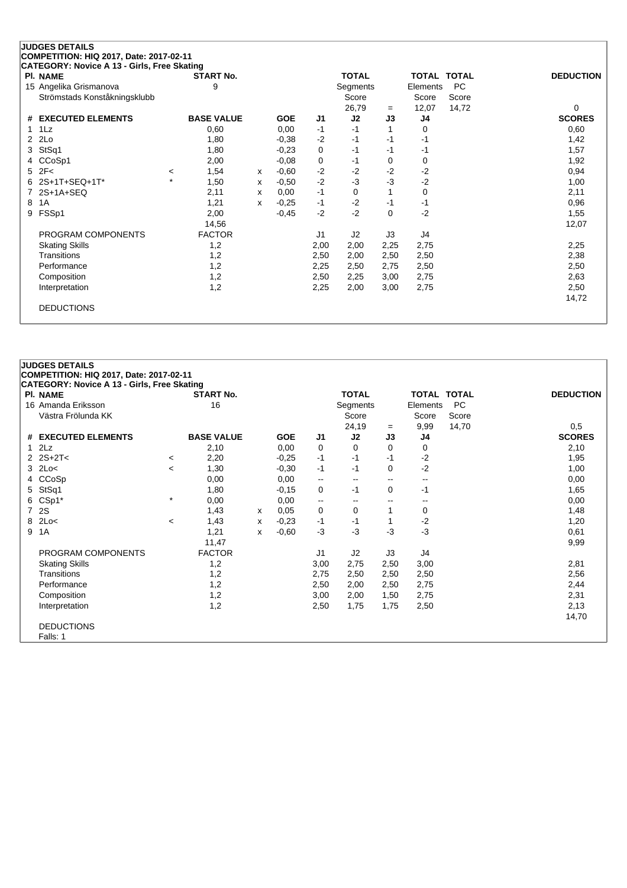## JUDGES DETAILS

**COMPETITION: HIQ 2017, Date: 2017-02-11**

**CATEGORY: Novice A 13 - Girls, Free Skating**

| Pl. | NAME | START No. | TOTAL Segments Score | = | TOTAL Elements Score | TOTAL PC Score | DEDUCTION |
|---|---|---|---|---|---|---|---|
| 15 | Angelika Grismanova<br>Strömstads Konståkningsklubb | 9 | 26,79 | = | 12,07 | 14,72 | 0 |

| # | EXECUTED ELEMENTS | | BASE VALUE | | GOE | J1 | J2 | J3 | J4 | SCORES |
|---|---|---|---|---|---|---|---|---|---|---|
| 1 | 1Lz | | 0,60 | | 0,00 | -1 | -1 | 1 | 0 | 0,60 |
| 2 | 2Lo | | 1,80 | | -0,38 | -2 | -1 | -1 | -1 | 1,42 |
| 3 | StSq1 | | 1,80 | | -0,23 | 0 | -1 | -1 | -1 | 1,57 |
| 4 | CCoSp1 | | 2,00 | | -0,08 | 0 | -1 | 0 | 0 | 1,92 |
| 5 | 2F< | < | 1,54 | x | -0,60 | -2 | -2 | -2 | -2 | 0,94 |
| 6 | 2S+1T+SEQ+1T* | * | 1,50 | x | -0,50 | -2 | -3 | -3 | -2 | 1,00 |
| 7 | 2S+1A+SEQ | | 2,11 | x | 0,00 | -1 | 0 | 1 | 0 | 2,11 |
| 8 | 1A | | 1,21 | x | -0,25 | -1 | -2 | -1 | -1 | 0,96 |
| 9 | FSSp1 | | 2,00 | | -0,45 | -2 | -2 | 0 | -2 | 1,55 |
| | | | 14,56 | | | | | | | 12,07 |
| | PROGRAM COMPONENTS | | FACTOR | | | J1 | J2 | J3 | J4 | |
| | Skating Skills | | 1,2 | | | 2,00 | 2,00 | 2,25 | 2,75 | 2,25 |
| | Transitions | | 1,2 | | | 2,50 | 2,00 | 2,50 | 2,50 | 2,38 |
| | Performance | | 1,2 | | | 2,25 | 2,50 | 2,75 | 2,50 | 2,50 |
| | Composition | | 1,2 | | | 2,50 | 2,25 | 3,00 | 2,75 | 2,63 |
| | Interpretation | | 1,2 | | | 2,25 | 2,00 | 3,00 | 2,75 | 2,50 |
| | | | | | | | | | | 14,72 |
| | DEDUCTIONS | | | | | | | | | |

## JUDGES DETAILS

**COMPETITION: HIQ 2017, Date: 2017-02-11**

**CATEGORY: Novice A 13 - Girls, Free Skating**

| Pl. | NAME | START No. | TOTAL Segments Score | = | TOTAL Elements Score | TOTAL PC Score | DEDUCTION |
|---|---|---|---|---|---|---|---|
| 16 | Amanda Eriksson<br>Västra Frölunda KK | 16 | 24,19 | = | 9,99 | 14,70 | 0,5 |

| # | EXECUTED ELEMENTS | | BASE VALUE | | GOE | J1 | J2 | J3 | J4 | SCORES |
|---|---|---|---|---|---|---|---|---|---|---|
| 1 | 2Lz | | 2,10 | | 0,00 | 0 | 0 | 0 | 0 | 2,10 |
| 2 | 2S+2T< | < | 2,20 | | -0,25 | -1 | -1 | -1 | -2 | 1,95 |
| 3 | 2Lo< | < | 1,30 | | -0,30 | -1 | -1 | 0 | -2 | 1,00 |
| 4 | CCoSp | | 0,00 | | 0,00 | -- | -- | -- | -- | 0,00 |
| 5 | StSq1 | | 1,80 | | -0,15 | 0 | -1 | 0 | -1 | 1,65 |
| 6 | CSp1* | * | 0,00 | | 0,00 | -- | -- | -- | -- | 0,00 |
| 7 | 2S | | 1,43 | x | 0,05 | 0 | 0 | 1 | 0 | 1,48 |
| 8 | 2Lo< | < | 1,43 | x | -0,23 | -1 | -1 | 1 | -2 | 1,20 |
| 9 | 1A | | 1,21 | x | -0,60 | -3 | -3 | -3 | -3 | 0,61 |
| | | | 11,47 | | | | | | | 9,99 |
| | PROGRAM COMPONENTS | | FACTOR | | | J1 | J2 | J3 | J4 | |
| | Skating Skills | | 1,2 | | | 3,00 | 2,75 | 2,50 | 3,00 | 2,81 |
| | Transitions | | 1,2 | | | 2,75 | 2,50 | 2,50 | 2,50 | 2,56 |
| | Performance | | 1,2 | | | 2,50 | 2,00 | 2,50 | 2,75 | 2,44 |
| | Composition | | 1,2 | | | 3,00 | 2,00 | 1,50 | 2,75 | 2,31 |
| | Interpretation | | 1,2 | | | 2,50 | 1,75 | 1,75 | 2,50 | 2,13 |
| | | | | | | | | | | 14,70 |
| | DEDUCTIONS | | | | | | | | | |
| | Falls: 1 | | | | | | | | | |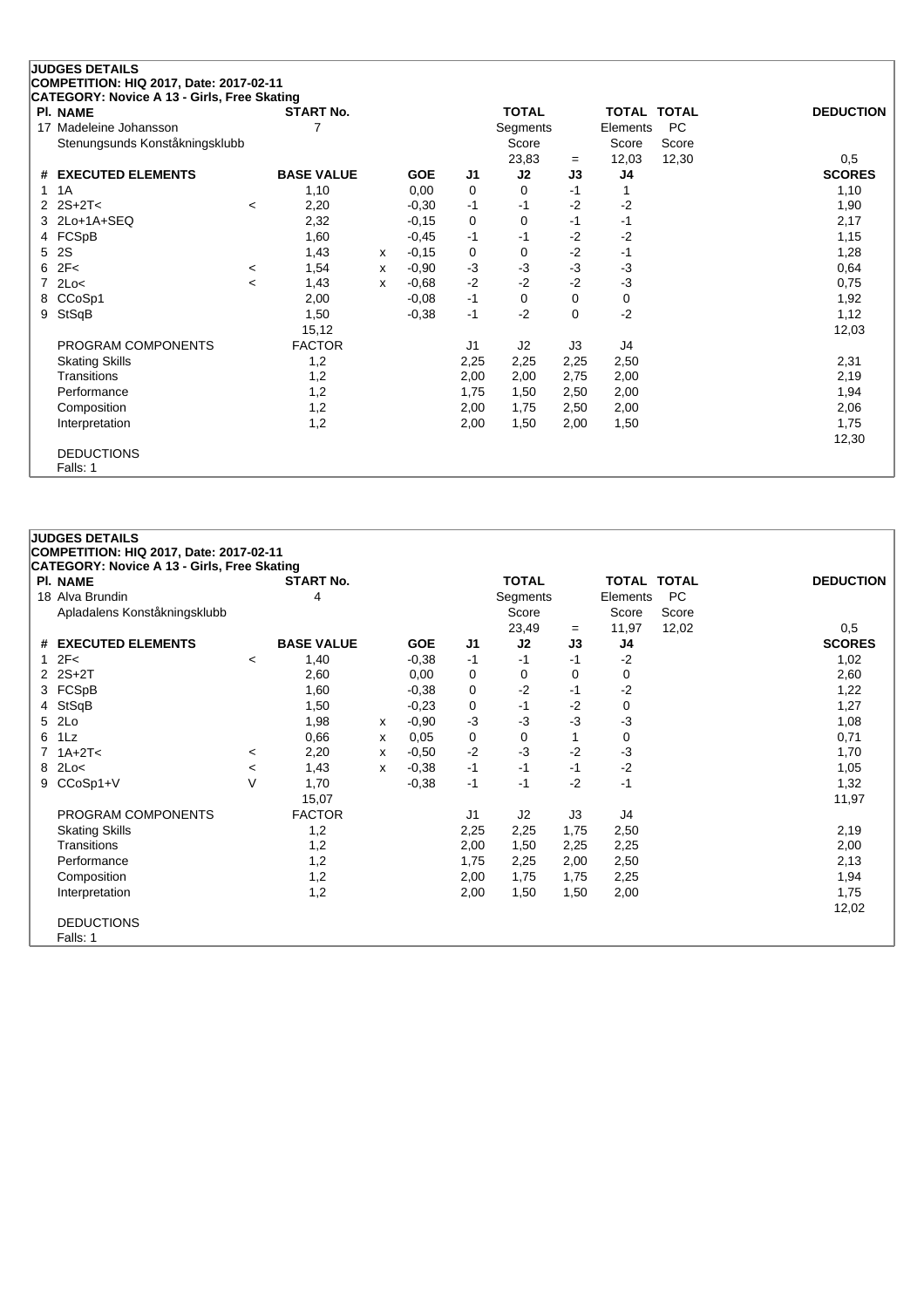**JUDGES DETAILS**
**COMPETITION: HIQ 2017, Date: 2017-02-11**
**CATEGORY: Novice A 13 - Girls, Free Skating**

| Pl. | NAME | | START No. | | | | TOTAL | | TOTAL | TOTAL | DEDUCTION |
|---|---|---|---|---|---|---|---|---|---|---|---|
| 17 | Madeleine Johansson | | 7 | | | | Segments | | Elements | PC | |
| | Stenungsunds Konståkningsklubb | | | | | | Score | | Score | Score | |
| | | | | | | | 23,83 | = | 12,03 | 12,30 | 0,5 |

| # | EXECUTED ELEMENTS | | BASE VALUE | | GOE | J1 | J2 | J3 | J4 | SCORES |
|---|---|---|---|---|---|---|---|---|---|---|
| 1 | 1A | | 1,10 | | 0,00 | 0 | 0 | -1 | 1 | 1,10 |
| 2 | 2S+2T< | < | 2,20 | | -0,30 | -1 | -1 | -2 | -2 | 1,90 |
| 3 | 2Lo+1A+SEQ | | 2,32 | | -0,15 | 0 | 0 | -1 | -1 | 2,17 |
| 4 | FCSpB | | 1,60 | | -0,45 | -1 | -1 | -2 | -2 | 1,15 |
| 5 | 2S | | 1,43 | x | -0,15 | 0 | 0 | -2 | -1 | 1,28 |
| 6 | 2F< | < | 1,54 | x | -0,90 | -3 | -3 | -3 | -3 | 0,64 |
| 7 | 2Lo< | < | 1,43 | x | -0,68 | -2 | -2 | -2 | -3 | 0,75 |
| 8 | CCoSp1 | | 2,00 | | -0,08 | -1 | 0 | 0 | 0 | 1,92 |
| 9 | StSqB | | 1,50 | | -0,38 | -1 | -2 | 0 | -2 | 1,12 |
| | | | 15,12 | | | | | | | 12,03 |
| | PROGRAM COMPONENTS | | FACTOR | | | J1 | J2 | J3 | J4 | |
| | Skating Skills | | 1,2 | | | 2,25 | 2,25 | 2,25 | 2,50 | 2,31 |
| | Transitions | | 1,2 | | | 2,00 | 2,00 | 2,75 | 2,00 | 2,19 |
| | Performance | | 1,2 | | | 1,75 | 1,50 | 2,50 | 2,00 | 1,94 |
| | Composition | | 1,2 | | | 2,00 | 1,75 | 2,50 | 2,00 | 2,06 |
| | Interpretation | | 1,2 | | | 2,00 | 1,50 | 2,00 | 1,50 | 1,75 |
| | | | | | | | | | | 12,30 |

DEDUCTIONS
Falls: 1

**JUDGES DETAILS**
**COMPETITION: HIQ 2017, Date: 2017-02-11**
**CATEGORY: Novice A 13 - Girls, Free Skating**

| Pl. | NAME | | START No. | | | | TOTAL | | TOTAL | TOTAL | DEDUCTION |
|---|---|---|---|---|---|---|---|---|---|---|---|
| 18 | Alva Brundin | | 4 | | | | Segments | | Elements | PC | |
| | Apladalens Konståkningsklubb | | | | | | Score | | Score | Score | |
| | | | | | | | 23,49 | = | 11,97 | 12,02 | 0,5 |

| # | EXECUTED ELEMENTS | | BASE VALUE | | GOE | J1 | J2 | J3 | J4 | SCORES |
|---|---|---|---|---|---|---|---|---|---|---|
| 1 | 2F< | < | 1,40 | | -0,38 | -1 | -1 | -1 | -2 | 1,02 |
| 2 | 2S+2T | | 2,60 | | 0,00 | 0 | 0 | 0 | 0 | 2,60 |
| 3 | FCSpB | | 1,60 | | -0,38 | 0 | -2 | -1 | -2 | 1,22 |
| 4 | StSqB | | 1,50 | | -0,23 | 0 | -1 | -2 | 0 | 1,27 |
| 5 | 2Lo | | 1,98 | x | -0,90 | -3 | -3 | -3 | -3 | 1,08 |
| 6 | 1Lz | | 0,66 | x | 0,05 | 0 | 0 | 1 | 0 | 0,71 |
| 7 | 1A+2T< | < | 2,20 | x | -0,50 | -2 | -3 | -2 | -3 | 1,70 |
| 8 | 2Lo< | < | 1,43 | x | -0,38 | -1 | -1 | -1 | -2 | 1,05 |
| 9 | CCoSp1+V | V | 1,70 | | -0,38 | -1 | -1 | -2 | -1 | 1,32 |
| | | | 15,07 | | | | | | | 11,97 |
| | PROGRAM COMPONENTS | | FACTOR | | | J1 | J2 | J3 | J4 | |
| | Skating Skills | | 1,2 | | | 2,25 | 2,25 | 1,75 | 2,50 | 2,19 |
| | Transitions | | 1,2 | | | 2,00 | 1,50 | 2,25 | 2,25 | 2,00 |
| | Performance | | 1,2 | | | 1,75 | 2,25 | 2,00 | 2,50 | 2,13 |
| | Composition | | 1,2 | | | 2,00 | 1,75 | 1,75 | 2,25 | 1,94 |
| | Interpretation | | 1,2 | | | 2,00 | 1,50 | 1,50 | 2,00 | 1,75 |
| | | | | | | | | | | 12,02 |

DEDUCTIONS
Falls: 1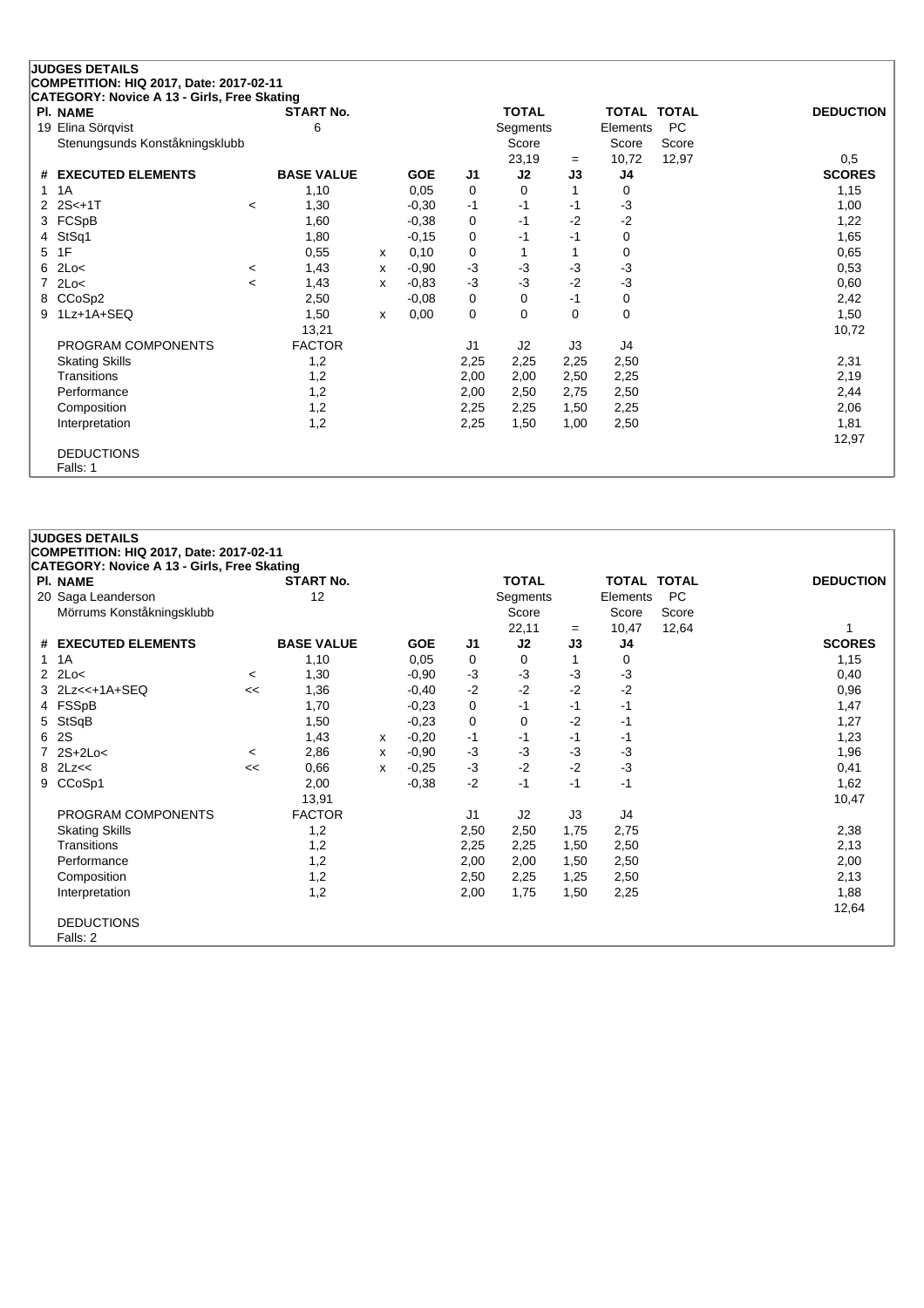**JUDGES DETAILS**
**COMPETITION: HIQ 2017, Date: 2017-02-11**
**CATEGORY: Novice A 13 - Girls, Free Skating**

| Pl. | NAME | | START No. | | | | TOTAL Segments Score | | TOTAL Elements Score | TOTAL PC Score | DEDUCTION |
|---|---|---|---|---|---|---|---|---|---|---|---|
| 19 | Elina Sörqvist<br>Stenungsunds Konståkningsklubb | | 6 | | | | 23,19 | = | 10,72 | 12,97 | 0,5 |

| # | EXECUTED ELEMENTS | | BASE VALUE | | GOE | J1 | J2 | J3 | J4 | SCORES |
|---|---|---|---|---|---|---|---|---|---|---|
| 1 | 1A | | 1,10 | | 0,05 | 0 | 0 | 1 | 0 | 1,15 |
| 2 | 2S<+1T | < | 1,30 | | -0,30 | -1 | -1 | -1 | -3 | 1,00 |
| 3 | FCSpB | | 1,60 | | -0,38 | 0 | -1 | -2 | -2 | 1,22 |
| 4 | StSq1 | | 1,80 | | -0,15 | 0 | -1 | -1 | 0 | 1,65 |
| 5 | 1F | | 0,55 | x | 0,10 | 0 | 1 | 1 | 0 | 0,65 |
| 6 | 2Lo< | < | 1,43 | x | -0,90 | -3 | -3 | -3 | -3 | 0,53 |
| 7 | 2Lo< | < | 1,43 | x | -0,83 | -3 | -3 | -2 | -3 | 0,60 |
| 8 | CCoSp2 | | 2,50 | | -0,08 | 0 | 0 | -1 | 0 | 2,42 |
| 9 | 1Lz+1A+SEQ | | 1,50 | x | 0,00 | 0 | 0 | 0 | 0 | 1,50 |
| | | | 13,21 | | | | | | | 10,72 |
| | PROGRAM COMPONENTS | | FACTOR | | | J1 | J2 | J3 | J4 | |
| | Skating Skills | | 1,2 | | | 2,25 | 2,25 | 2,25 | 2,50 | 2,31 |
| | Transitions | | 1,2 | | | 2,00 | 2,00 | 2,50 | 2,25 | 2,19 |
| | Performance | | 1,2 | | | 2,00 | 2,50 | 2,75 | 2,50 | 2,44 |
| | Composition | | 1,2 | | | 2,25 | 2,25 | 1,50 | 2,25 | 2,06 |
| | Interpretation | | 1,2 | | | 2,25 | 1,50 | 1,00 | 2,50 | 1,81 |
| | | | | | | | | | | 12,97 |

DEDUCTIONS
Falls: 1

**JUDGES DETAILS**
**COMPETITION: HIQ 2017, Date: 2017-02-11**
**CATEGORY: Novice A 13 - Girls, Free Skating**

| Pl. | NAME | | START No. | | | | TOTAL Segments Score | | TOTAL Elements Score | TOTAL PC Score | DEDUCTION |
|---|---|---|---|---|---|---|---|---|---|---|---|
| 20 | Saga Leanderson<br>Mörrums Konståkningsklubb | | 12 | | | | 22,11 | = | 10,47 | 12,64 | 1 |

| # | EXECUTED ELEMENTS | | BASE VALUE | | GOE | J1 | J2 | J3 | J4 | SCORES |
|---|---|---|---|---|---|---|---|---|---|---|
| 1 | 1A | | 1,10 | | 0,05 | 0 | 0 | 1 | 0 | 1,15 |
| 2 | 2Lo< | < | 1,30 | | -0,90 | -3 | -3 | -3 | -3 | 0,40 |
| 3 | 2Lz<<+1A+SEQ | << | 1,36 | | -0,40 | -2 | -2 | -2 | -2 | 0,96 |
| 4 | FSSpB | | 1,70 | | -0,23 | 0 | -1 | -1 | -1 | 1,47 |
| 5 | StSqB | | 1,50 | | -0,23 | 0 | 0 | -2 | -1 | 1,27 |
| 6 | 2S | | 1,43 | x | -0,20 | -1 | -1 | -1 | -1 | 1,23 |
| 7 | 2S+2Lo< | < | 2,86 | x | -0,90 | -3 | -3 | -3 | -3 | 1,96 |
| 8 | 2Lz<< | << | 0,66 | x | -0,25 | -3 | -2 | -2 | -3 | 0,41 |
| 9 | CCoSp1 | | 2,00 | | -0,38 | -2 | -1 | -1 | -1 | 1,62 |
| | | | 13,91 | | | | | | | 10,47 |
| | PROGRAM COMPONENTS | | FACTOR | | | J1 | J2 | J3 | J4 | |
| | Skating Skills | | 1,2 | | | 2,50 | 2,50 | 1,75 | 2,75 | 2,38 |
| | Transitions | | 1,2 | | | 2,25 | 2,25 | 1,50 | 2,50 | 2,13 |
| | Performance | | 1,2 | | | 2,00 | 2,00 | 1,50 | 2,50 | 2,00 |
| | Composition | | 1,2 | | | 2,50 | 2,25 | 1,25 | 2,50 | 2,13 |
| | Interpretation | | 1,2 | | | 2,00 | 1,75 | 1,50 | 2,25 | 1,88 |
| | | | | | | | | | | 12,64 |

DEDUCTIONS
Falls: 2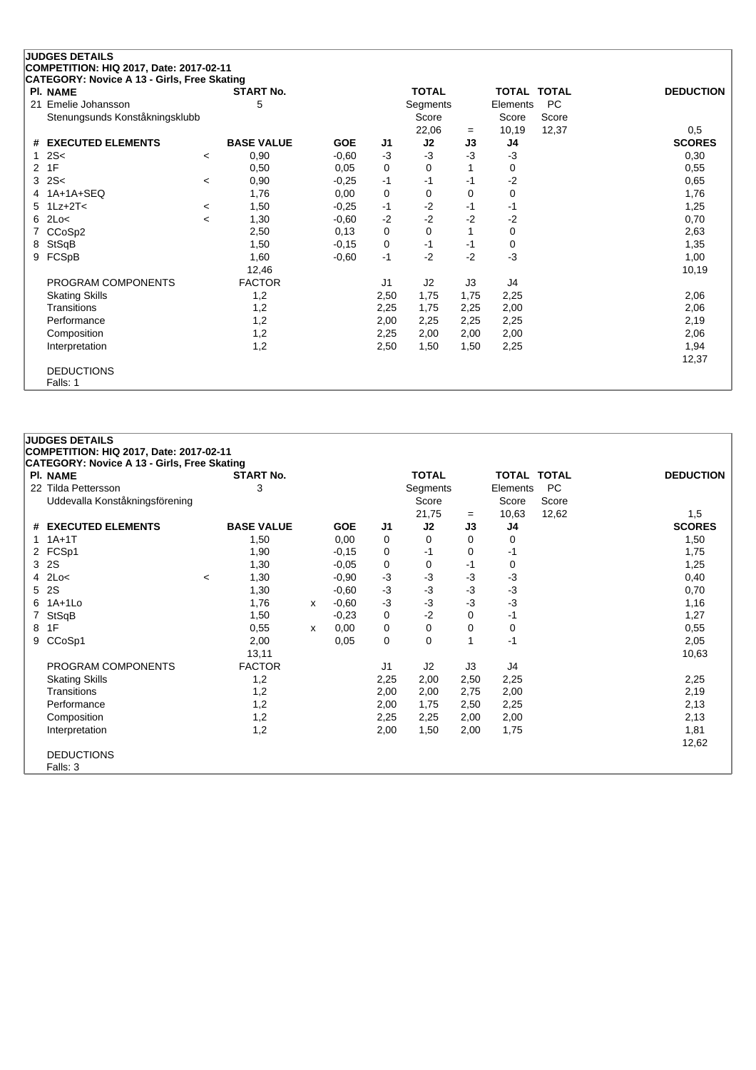**JUDGES DETAILS**
**COMPETITION: HIQ 2017, Date: 2017-02-11**
**CATEGORY: Novice A 13 - Girls, Free Skating**

| Pl. | NAME | | START No. | | | | TOTAL Segments Score | | TOTAL Elements Score | TOTAL PC Score | DEDUCTION |
|---|---|---|---|---|---|---|---|---|---|---|---|
| 21 | Emelie Johansson<br>Stenungsunds Konståkningsklubb | | 5 | | | | 22,06 | = | 10,19 | 12,37 | 0,5 |

| # | EXECUTED ELEMENTS | | BASE VALUE | | GOE | J1 | J2 | J3 | J4 | SCORES |
|---|---|---|---|---|---|---|---|---|---|---|
| 1 | 2S< | < | 0,90 | | -0,60 | -3 | -3 | -3 | -3 | 0,30 |
| 2 | 1F | | 0,50 | | 0,05 | 0 | 0 | 1 | 0 | 0,55 |
| 3 | 2S< | < | 0,90 | | -0,25 | -1 | -1 | -1 | -2 | 0,65 |
| 4 | 1A+1A+SEQ | | 1,76 | | 0,00 | 0 | 0 | 0 | 0 | 1,76 |
| 5 | 1Lz+2T< | < | 1,50 | | -0,25 | -1 | -2 | -1 | -1 | 1,25 |
| 6 | 2Lo< | < | 1,30 | | -0,60 | -2 | -2 | -2 | -2 | 0,70 |
| 7 | CCoSp2 | | 2,50 | | 0,13 | 0 | 0 | 1 | 0 | 2,63 |
| 8 | StSqB | | 1,50 | | -0,15 | 0 | -1 | -1 | 0 | 1,35 |
| 9 | FCSpB | | 1,60 | | -0,60 | -1 | -2 | -2 | -3 | 1,00 |
| | | | 12,46 | | | | | | | 10,19 |
| | PROGRAM COMPONENTS | | FACTOR | | | J1 | J2 | J3 | J4 | |
| | Skating Skills | | 1,2 | | | 2,50 | 1,75 | 1,75 | 2,25 | 2,06 |
| | Transitions | | 1,2 | | | 2,25 | 1,75 | 2,25 | 2,00 | 2,06 |
| | Performance | | 1,2 | | | 2,00 | 2,25 | 2,25 | 2,25 | 2,19 |
| | Composition | | 1,2 | | | 2,25 | 2,00 | 2,00 | 2,00 | 2,06 |
| | Interpretation | | 1,2 | | | 2,50 | 1,50 | 1,50 | 2,25 | 1,94 |
| | | | | | | | | | | 12,37 |
| | DEDUCTIONS | | | | | | | | | |
| | Falls: 1 | | | | | | | | | |

**JUDGES DETAILS**
**COMPETITION: HIQ 2017, Date: 2017-02-11**
**CATEGORY: Novice A 13 - Girls, Free Skating**

| Pl. | NAME | | START No. | | | | TOTAL Segments Score | | TOTAL Elements Score | TOTAL PC Score | DEDUCTION |
|---|---|---|---|---|---|---|---|---|---|---|---|
| 22 | Tilda Pettersson<br>Uddevalla Konståkningsförening | | 3 | | | | 21,75 | = | 10,63 | 12,62 | 1,5 |

| # | EXECUTED ELEMENTS | | BASE VALUE | | GOE | J1 | J2 | J3 | J4 | SCORES |
|---|---|---|---|---|---|---|---|---|---|---|
| 1 | 1A+1T | | 1,50 | | 0,00 | 0 | 0 | 0 | 0 | 1,50 |
| 2 | FCSp1 | | 1,90 | | -0,15 | 0 | -1 | 0 | -1 | 1,75 |
| 3 | 2S | | 1,30 | | -0,05 | 0 | 0 | -1 | 0 | 1,25 |
| 4 | 2Lo< | < | 1,30 | | -0,90 | -3 | -3 | -3 | -3 | 0,40 |
| 5 | 2S | | 1,30 | | -0,60 | -3 | -3 | -3 | -3 | 0,70 |
| 6 | 1A+1Lo | | 1,76 | x | -0,60 | -3 | -3 | -3 | -3 | 1,16 |
| 7 | StSqB | | 1,50 | | -0,23 | 0 | -2 | 0 | -1 | 1,27 |
| 8 | 1F | | 0,55 | x | 0,00 | 0 | 0 | 0 | 0 | 0,55 |
| 9 | CCoSp1 | | 2,00 | | 0,05 | 0 | 0 | 1 | -1 | 2,05 |
| | | | 13,11 | | | | | | | 10,63 |
| | PROGRAM COMPONENTS | | FACTOR | | | J1 | J2 | J3 | J4 | |
| | Skating Skills | | 1,2 | | | 2,25 | 2,00 | 2,50 | 2,25 | 2,25 |
| | Transitions | | 1,2 | | | 2,00 | 2,00 | 2,75 | 2,00 | 2,19 |
| | Performance | | 1,2 | | | 2,00 | 1,75 | 2,50 | 2,25 | 2,13 |
| | Composition | | 1,2 | | | 2,25 | 2,25 | 2,00 | 2,00 | 2,13 |
| | Interpretation | | 1,2 | | | 2,00 | 1,50 | 2,00 | 1,75 | 1,81 |
| | | | | | | | | | | 12,62 |
| | DEDUCTIONS | | | | | | | | | |
| | Falls: 3 | | | | | | | | | |